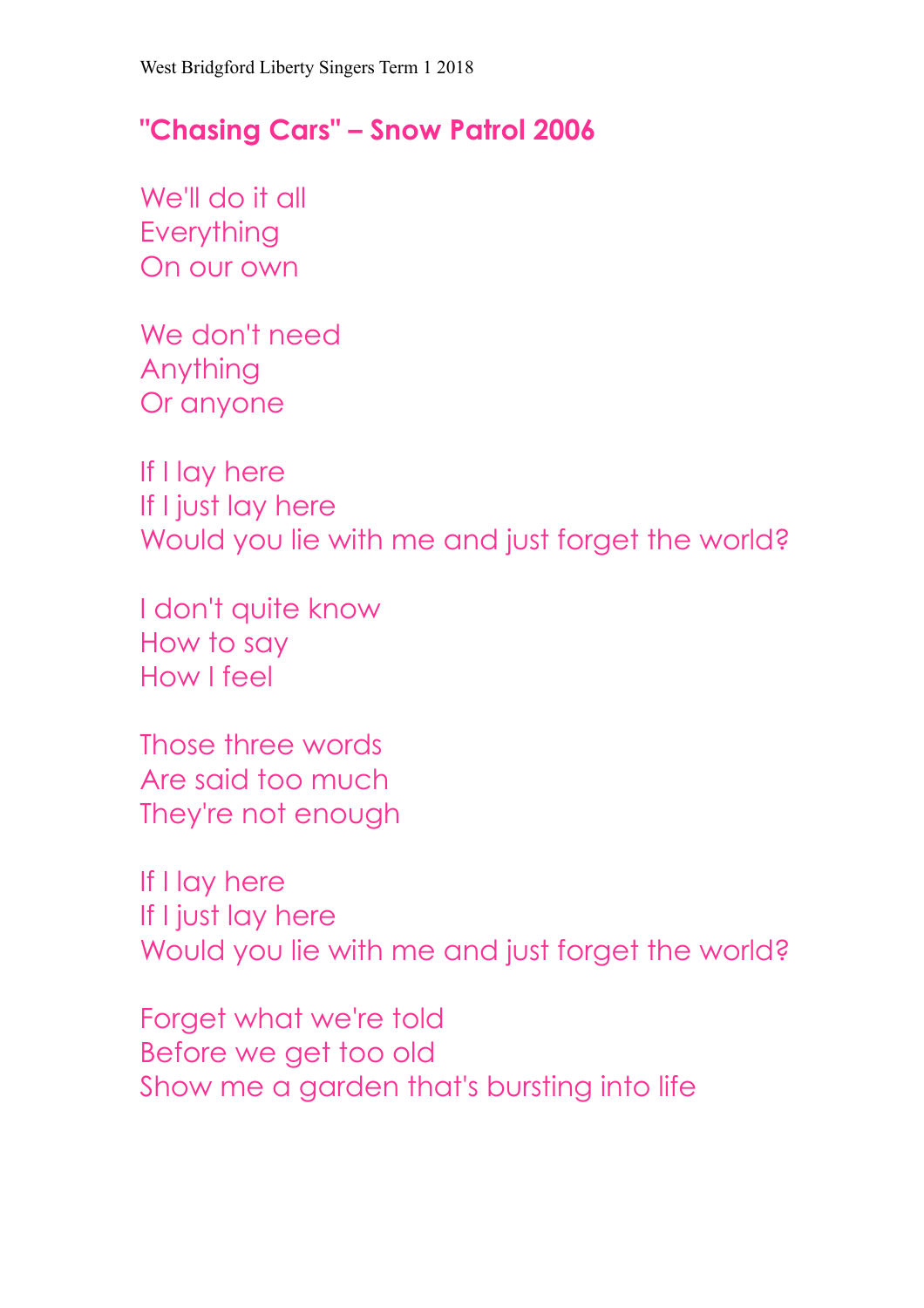## "Chasing Cars" – Snow Patrol 2006

We'll do it all
Everything
On our own

We don't need
Anything
Or anyone

If I lay here
If I just lay here
Would you lie with me and just forget the world?

I don't quite know
How to say
How I feel

Those three words
Are said too much
They're not enough

If I lay here
If I just lay here
Would you lie with me and just forget the world?

Forget what we're told
Before we get too old
Show me a garden that's bursting into life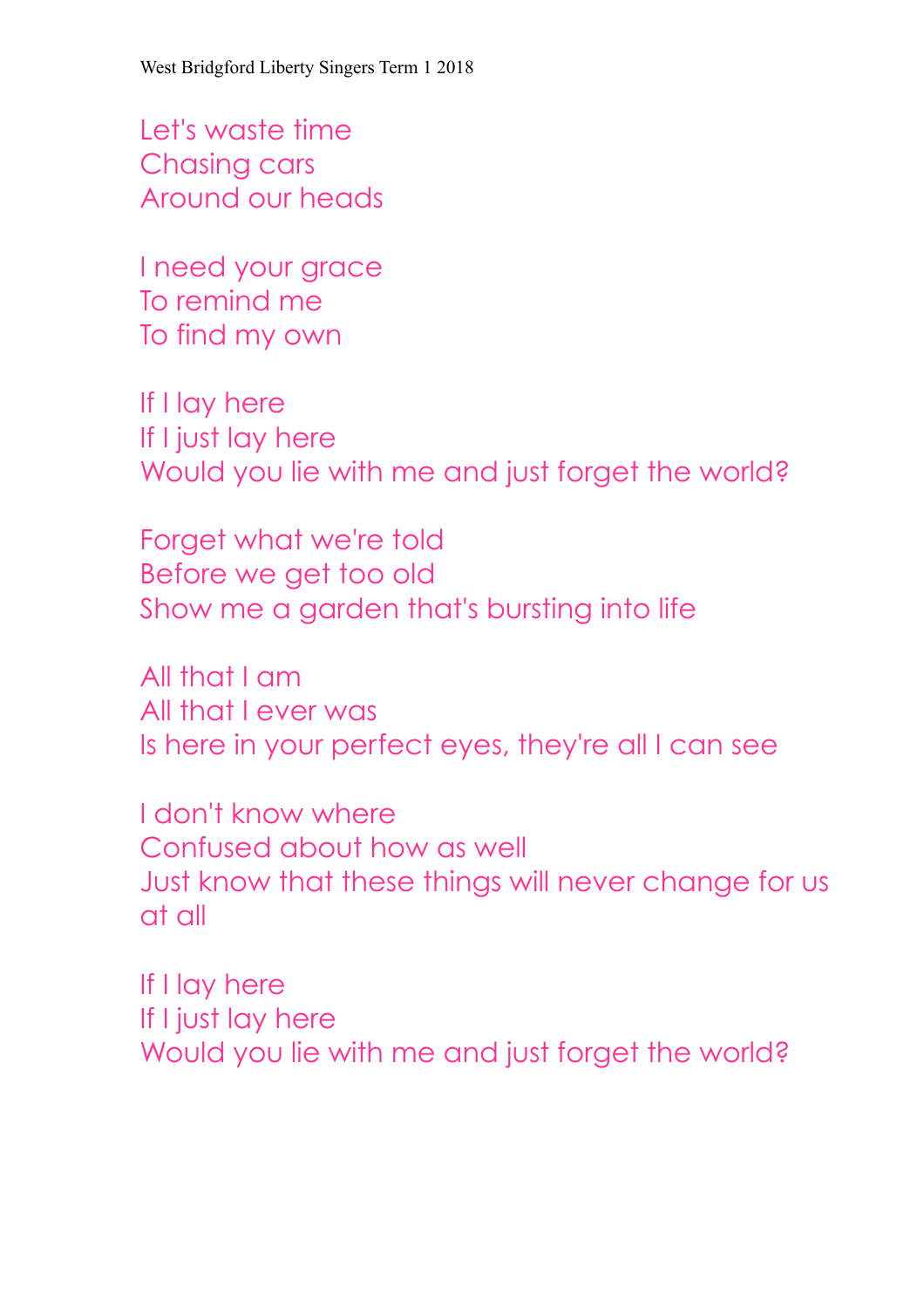Let's waste time
Chasing cars
Around our heads

I need your grace
To remind me
To find my own

If I lay here
If I just lay here
Would you lie with me and just forget the world?

Forget what we're told
Before we get too old
Show me a garden that's bursting into life

All that I am
All that I ever was
Is here in your perfect eyes, they're all I can see

I don't know where
Confused about how as well
Just know that these things will never change for us at all

If I lay here
If I just lay here
Would you lie with me and just forget the world?